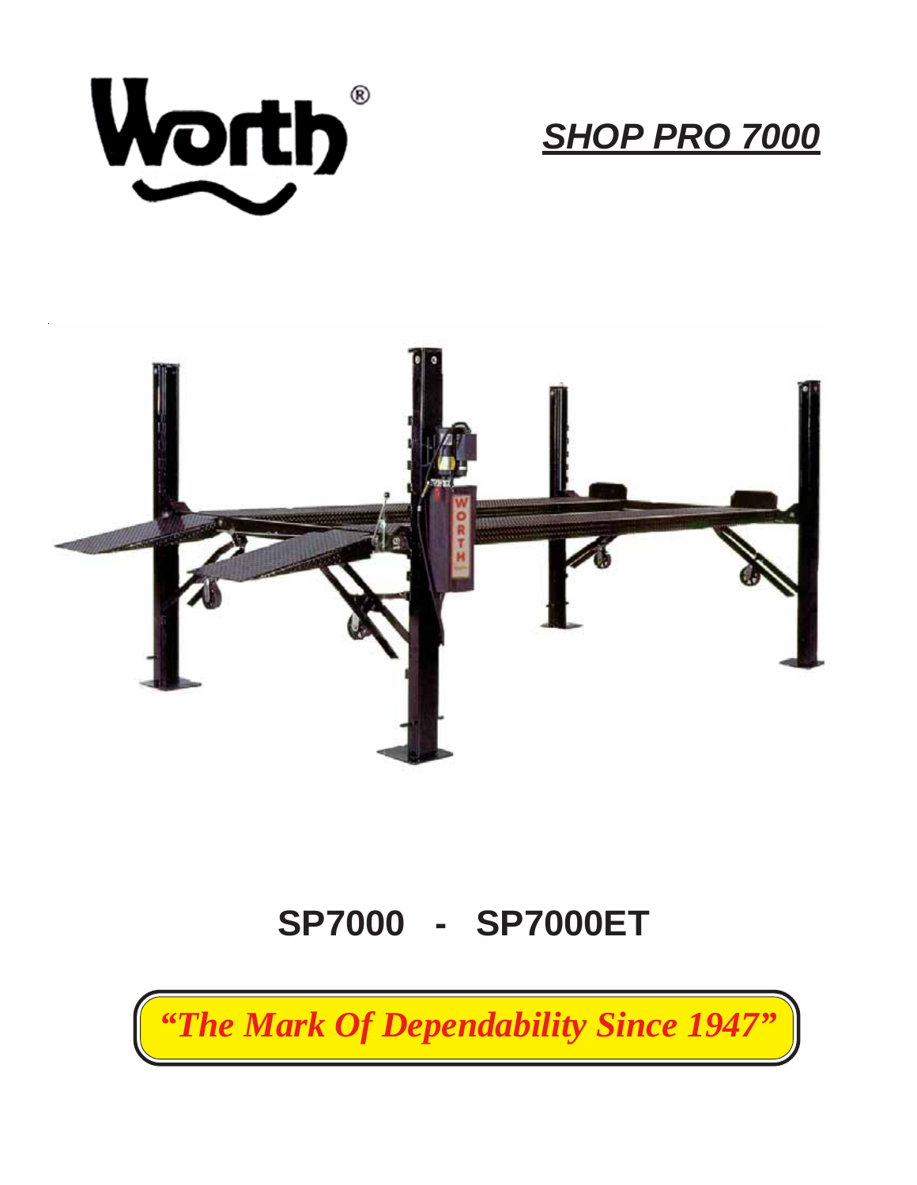Worth®

***SHOP PRO 7000***

# SP7000 - SP7000ET

***"The Mark Of Dependability Since 1947"***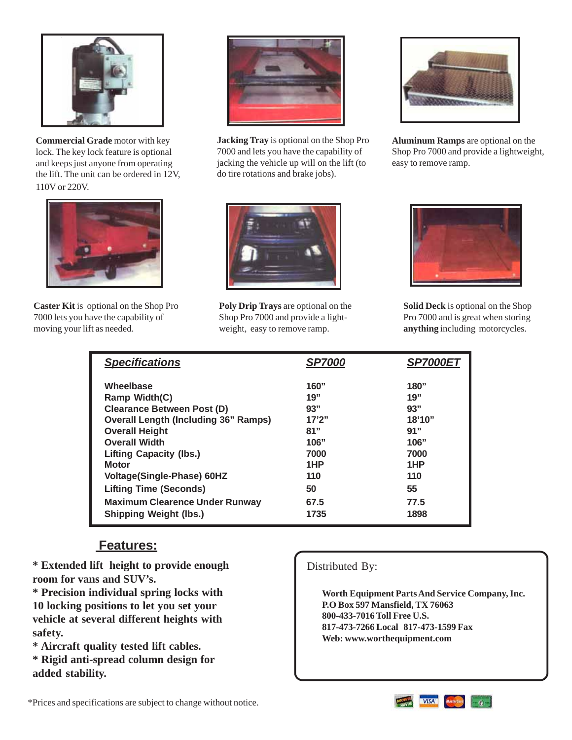**Commercial Grade** motor with key lock. The key lock feature is optional and keeps just anyone from operating the lift. The unit can be ordered in 12V, 110V or 220V.

**Jacking Tray** is optional on the Shop Pro 7000 and lets you have the capability of jacking the vehicle up will on the lift (to do tire rotations and brake jobs).

**Aluminum Ramps** are optional on the Shop Pro 7000 and provide a lightweight, easy to remove ramp.

**Caster Kit** is optional on the Shop Pro 7000 lets you have the capability of moving your lift as needed.

**Poly Drip Trays** are optional on the Shop Pro 7000 and provide a light-weight, easy to remove ramp.

**Solid Deck** is optional on the Shop Pro 7000 and is great when storing **anything** including motorcycles.

| ***Specifications*** | ***SP7000*** | ***SP7000ET*** |
|---|---|---|
| **Wheelbase** | **160”** | **180”** |
| **Ramp Width(C)** | **19”** | **19”** |
| **Clearance Between Post (D)** | **93”** | **93”** |
| **Overall Length (Including 36” Ramps)** | **17’2”** | **18’10”** |
| **Overall Height** | **81”** | **91”** |
| **Overall Width** | **106”** | **106”** |
| **Lifting Capacity (lbs.)** | **7000** | **7000** |
| **Motor** | **1HP** | **1HP** |
| **Voltage(Single-Phase) 60HZ** | **110** | **110** |
| **Lifting Time (Seconds)** | **50** | **55** |
| **Maximum Clearence Under Runway** | **67.5** | **77.5** |
| **Shipping Weight (lbs.)** | **1735** | **1898** |

## Features:

**\* Extended lift height to provide enough room for vans and SUV’s.**
**\* Precision individual spring locks with 10 locking positions to let you set your vehicle at several different heights with safety.**
**\* Aircraft quality tested lift cables.**
**\* Rigid anti-spread column design for added stability.**

Distributed By:

**Worth Equipment Parts And Service Company, Inc.**
**P.O Box 597 Mansfield, TX 76063**
**800-433-7016 Toll Free U.S.**
**817-473-7266 Local 817-473-1599 Fax**
**Web: www.worthequipment.com**

*Prices and specifications are subject to change without notice.